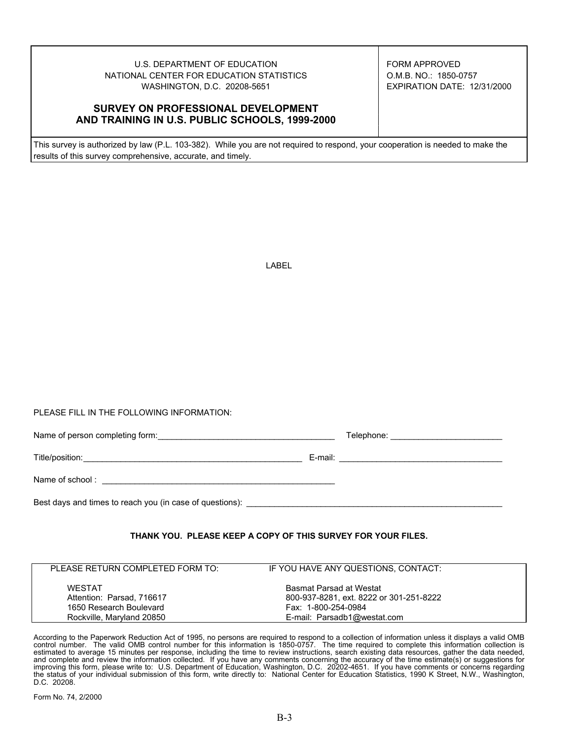U.S. DEPARTMENT OF EDUCATION
NATIONAL CENTER FOR EDUCATION STATISTICS
WASHINGTON, D.C. 20208-5651

FORM APPROVED
O.M.B. NO.: 1850-0757
EXPIRATION DATE: 12/31/2000

# SURVEY ON PROFESSIONAL DEVELOPMENT AND TRAINING IN U.S. PUBLIC SCHOOLS, 1999-2000

This survey is authorized by law (P.L. 103-382). While you are not required to respond, your cooperation is needed to make the results of this survey comprehensive, accurate, and timely.

LABEL

PLEASE FILL IN THE FOLLOWING INFORMATION:

Name of person completing form:_______________________________________ Telephone: ________________________

Title/position:________________________________________________ E-mail: __________________________________

Name of school : ___________________________________________________

Best days and times to reach you (in case of questions): _________________________________________________________

**THANK YOU. PLEASE KEEP A COPY OF THIS SURVEY FOR YOUR FILES.**

| PLEASE RETURN COMPLETED FORM TO: | IF YOU HAVE ANY QUESTIONS, CONTACT: |
|---|---|
| WESTAT<br>Attention: Parsad, 716617<br>1650 Research Boulevard<br>Rockville, Maryland 20850 | Basmat Parsad at Westat<br>800-937-8281, ext. 8222 or 301-251-8222<br>Fax: 1-800-254-0984<br>E-mail: Parsadb1@westat.com |

According to the Paperwork Reduction Act of 1995, no persons are required to respond to a collection of information unless it displays a valid OMB control number. The valid OMB control number for this information is 1850-0757. The time required to complete this information collection is estimated to average 15 minutes per response, including the time to review instructions, search existing data resources, gather the data needed, and complete and review the information collected. If you have any comments concerning the accuracy of the time estimate(s) or suggestions for improving this form, please write to: U.S. Department of Education, Washington, D.C. 20202-4651. If you have comments or concerns regarding the status of your individual submission of this form, write directly to: National Center for Education Statistics, 1990 K Street, N.W., Washington, D.C. 20208.

Form No. 74, 2/2000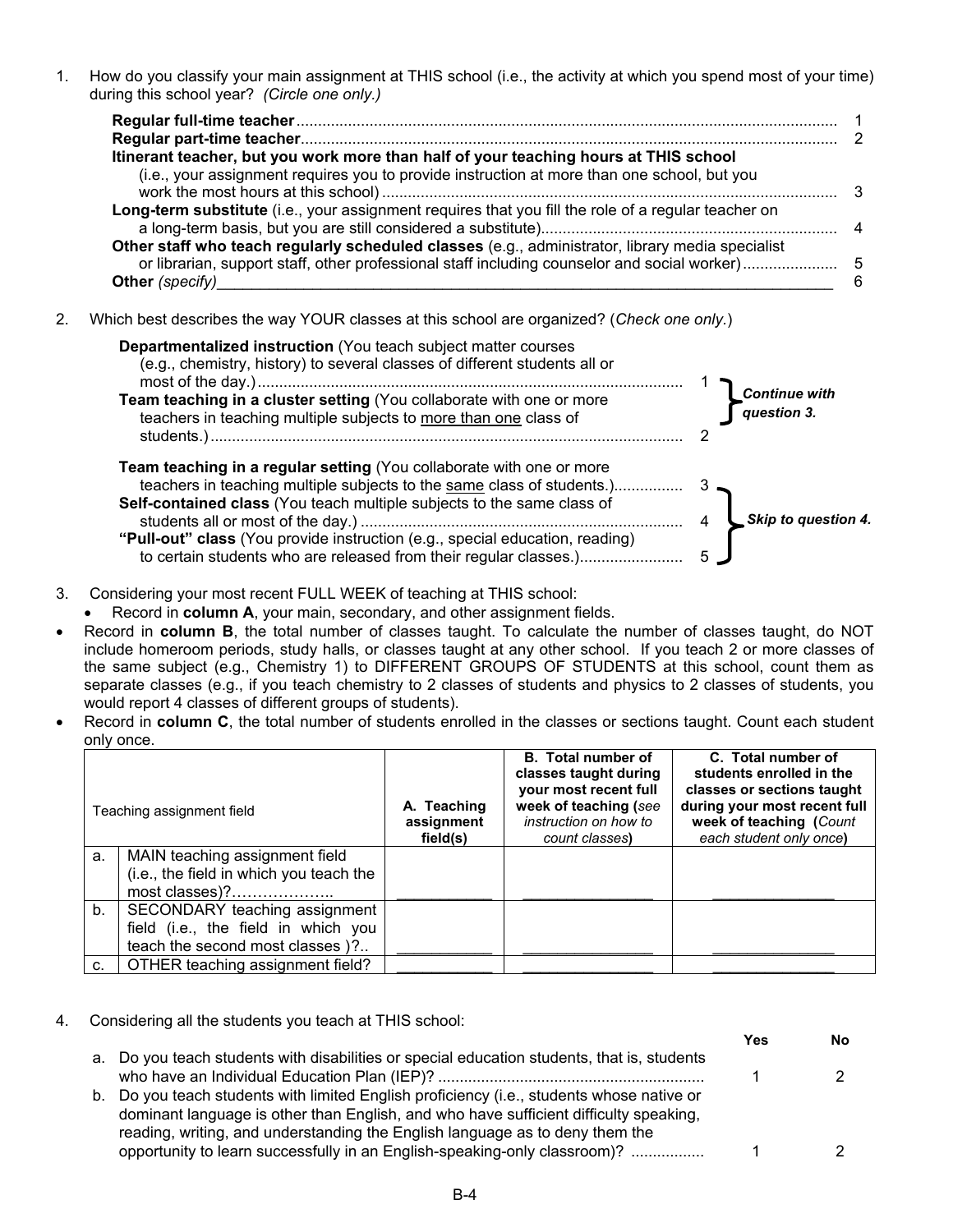1. How do you classify your main assignment at THIS school (i.e., the activity at which you spend most of your time) during this school year? *(Circle one only.)*

   **Regular full-time teacher** ........................................................................ 1
   **Regular part-time teacher** ........................................................................ 2
   **Itinerant teacher, but you work more than half of your teaching hours at THIS school** (i.e., your assignment requires you to provide instruction at more than one school, but you work the most hours at this school) ........................................................................ 3
   **Long-term substitute** (i.e., your assignment requires that you fill the role of a regular teacher on a long-term basis, but you are still considered a substitute) ........................................................................ 4
   **Other staff who teach regularly scheduled classes** (e.g., administrator, library media specialist or librarian, support staff, other professional staff including counselor and social worker) ........................................................................ 5
   **Other** *(specify)*______________________________________________ 6

2. Which best describes the way YOUR classes at this school are organized? (*Check one only.*)

   **Departmentalized instruction** (You teach subject matter courses (e.g., chemistry, history) to several classes of different students all or most of the day.) .................................................. 1
   **Team teaching in a cluster setting** (You collaborate with one or more teachers in teaching multiple subjects to more than one class of students.) .................................................. 2
   } ***Continue with question 3.***

   **Team teaching in a regular setting** (You collaborate with one or more teachers in teaching multiple subjects to the same class of students.) .................................................. 3
   **Self-contained class** (You teach multiple subjects to the same class of students all or most of the day.) .................................................. 4
   **"Pull-out" class** (You provide instruction (e.g., special education, reading) to certain students who are released from their regular classes.) .................................................. 5
   } ***Skip to question 4.***

3. Considering your most recent FULL WEEK of teaching at THIS school:
   - Record in **column A**, your main, secondary, and other assignment fields.
   - Record in **column B**, the total number of classes taught. To calculate the number of classes taught, do NOT include homeroom periods, study halls, or classes taught at any other school. If you teach 2 or more classes of the same subject (e.g., Chemistry 1) to DIFFERENT GROUPS OF STUDENTS at this school, count them as separate classes (e.g., if you teach chemistry to 2 classes of students and physics to 2 classes of students, you would report 4 classes of different groups of students).
   - Record in **column C**, the total number of students enrolled in the classes or sections taught. Count each student only once.

| | Teaching assignment field | **A. Teaching assignment field(s)** | **B. Total number of classes taught during your most recent full week of teaching (*see instruction on how to count classes*)** | **C. Total number of students enrolled in the classes or sections taught during your most recent full week of teaching (*Count each student only once*)** |
|---|---|---|---|---|
| a. | MAIN teaching assignment field (i.e., the field in which you teach the most classes)?……………….. | ___________ | _______________ | ______________ |
| b. | SECONDARY teaching assignment field (i.e., the field in which you teach the second most classes )?.. | ___________ | _______________ | ______________ |
| c. | OTHER teaching assignment field? | ___________ | _______________ | ______________ |

4. Considering all the students you teach at THIS school:

| | | Yes | No |
|---|---|---|---|
| a. | Do you teach students with disabilities or special education students, that is, students who have an Individual Education Plan (IEP)? .................................................. | 1 | 2 |
| b. | Do you teach students with limited English proficiency (i.e., students whose native or dominant language is other than English, and who have sufficient difficulty speaking, reading, writing, and understanding the English language as to deny them the opportunity to learn successfully in an English-speaking-only classroom)? ................ | 1 | 2 |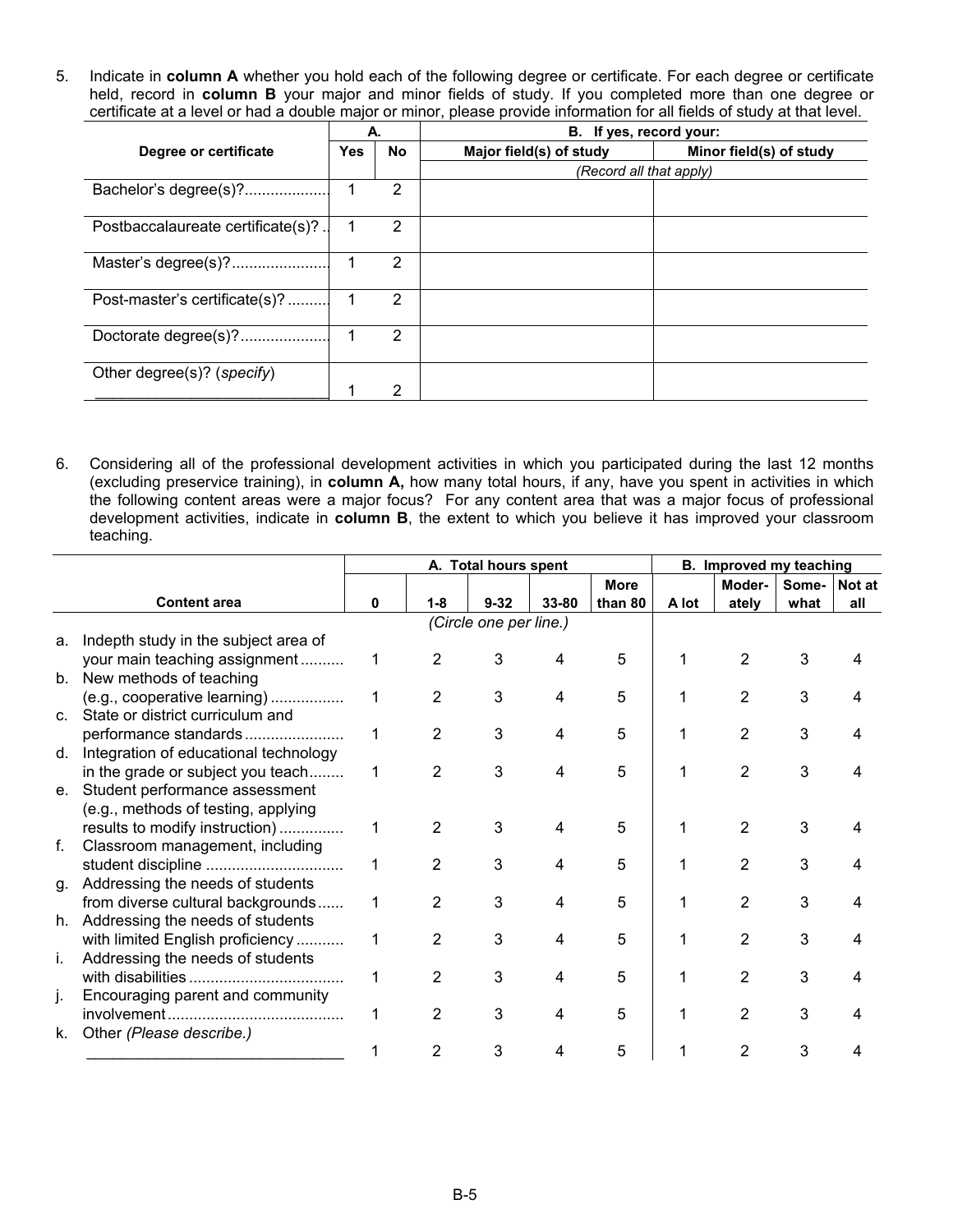5. Indicate in **column A** whether you hold each of the following degree or certificate. For each degree or certificate held, record in **column B** your major and minor fields of study. If you completed more than one degree or certificate at a level or had a double major or minor, please provide information for all fields of study at that level.

| Degree or certificate | A. Yes | A. No | B. If yes, record your: Major field(s) of study | B. If yes, record your: Minor field(s) of study |
|---|---|---|---|---|
| | | | *(Record all that apply)* | |
| Bachelor's degree(s)? | 1 | 2 | | |
| Postbaccalaureate certificate(s)? | 1 | 2 | | |
| Master's degree(s)? | 1 | 2 | | |
| Post-master's certificate(s)? | 1 | 2 | | |
| Doctorate degree(s)? | 1 | 2 | | |
| Other degree(s)? (*specify*) ___________________________ | 1 | 2 | | |

6. Considering all of the professional development activities in which you participated during the last 12 months (excluding preservice training), in **column A,** how many total hours, if any, have you spent in activities in which the following content areas were a major focus? For any content area that was a major focus of professional development activities, indicate in **column B**, the extent to which you believe it has improved your classroom teaching.

| Content area | A. Total hours spent | | | | | B. Improved my teaching | | | |
|---|---|---|---|---|---|---|---|---|---|
| | 0 | 1-8 | 9-32 | 33-80 | More than 80 | A lot | Moderately | Somewhat | Not at all |
| | *(Circle one per line.)* | | | | | | | | |
| a. Indepth study in the subject area of your main teaching assignment | 1 | 2 | 3 | 4 | 5 | 1 | 2 | 3 | 4 |
| b. New methods of teaching (e.g., cooperative learning) | 1 | 2 | 3 | 4 | 5 | 1 | 2 | 3 | 4 |
| c. State or district curriculum and performance standards | 1 | 2 | 3 | 4 | 5 | 1 | 2 | 3 | 4 |
| d. Integration of educational technology in the grade or subject you teach | 1 | 2 | 3 | 4 | 5 | 1 | 2 | 3 | 4 |
| e. Student performance assessment (e.g., methods of testing, applying results to modify instruction) | 1 | 2 | 3 | 4 | 5 | 1 | 2 | 3 | 4 |
| f. Classroom management, including student discipline | 1 | 2 | 3 | 4 | 5 | 1 | 2 | 3 | 4 |
| g. Addressing the needs of students from diverse cultural backgrounds | 1 | 2 | 3 | 4 | 5 | 1 | 2 | 3 | 4 |
| h. Addressing the needs of students with limited English proficiency | 1 | 2 | 3 | 4 | 5 | 1 | 2 | 3 | 4 |
| i. Addressing the needs of students with disabilities | 1 | 2 | 3 | 4 | 5 | 1 | 2 | 3 | 4 |
| j. Encouraging parent and community involvement | 1 | 2 | 3 | 4 | 5 | 1 | 2 | 3 | 4 |
| k. Other *(Please describe.)* ______________________________ | 1 | 2 | 3 | 4 | 5 | 1 | 2 | 3 | 4 |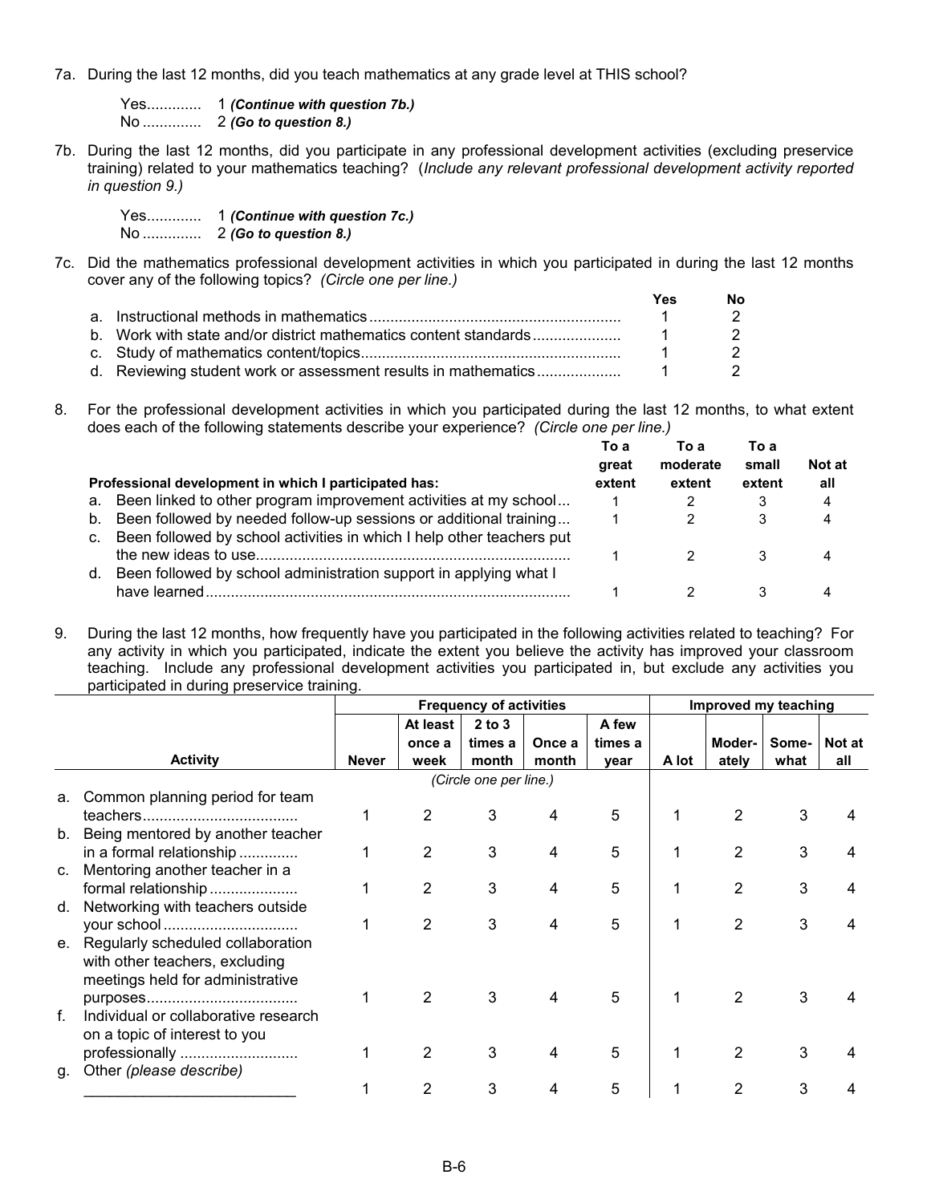7a. During the last 12 months, did you teach mathematics at any grade level at THIS school?

Yes............ 1 ***(Continue with question 7b.)***
No ............. 2 ***(Go to question 8.)***

7b. During the last 12 months, did you participate in any professional development activities (excluding preservice training) related to your mathematics teaching? (*Include any relevant professional development activity reported in question 9.)*

Yes............ 1 ***(Continue with question 7c.)***
No ............. 2 ***(Go to question 8.)***

7c. Did the mathematics professional development activities in which you participated in during the last 12 months cover any of the following topics? *(Circle one per line.)*

| | Yes | No |
|---|---|---|
| a. Instructional methods in mathematics........................................................... | 1 | 2 |
| b. Work with state and/or district mathematics content standards.................... | 1 | 2 |
| c. Study of mathematics content/topics............................................................ | 1 | 2 |
| d. Reviewing student work or assessment results in mathematics.................... | 1 | 2 |

8. For the professional development activities in which you participated during the last 12 months, to what extent does each of the following statements describe your experience? *(Circle one per line.)*

| **Professional development in which I participated has:** | **To a great extent** | **To a moderate extent** | **To a small extent** | **Not at all** |
|---|---|---|---|---|
| a. Been linked to other program improvement activities at my school... | 1 | 2 | 3 | 4 |
| b. Been followed by needed follow-up sessions or additional training... | 1 | 2 | 3 | 4 |
| c. Been followed by school activities in which I help other teachers put the new ideas to use.......................................................................... | 1 | 2 | 3 | 4 |
| d. Been followed by school administration support in applying what I have learned...................................................................................... | 1 | 2 | 3 | 4 |

9. During the last 12 months, how frequently have you participated in the following activities related to teaching? For any activity in which you participated, indicate the extent you believe the activity has improved your classroom teaching. Include any professional development activities you participated in, but exclude any activities you participated in during preservice training.

| | Frequency of activities | | | | | Improved my teaching | | | |
|---|---|---|---|---|---|---|---|---|---|
| **Activity** | **Never** | **At least once a week** | **2 to 3 times a month** | **Once a month** | **A few times a year** | **A lot** | **Moder-ately** | **Some-what** | **Not at all** |
| | | | *(Circle one per line.)* | | | | | | |
| a. Common planning period for team teachers.................................... | 1 | 2 | 3 | 4 | 5 | 1 | 2 | 3 | 4 |
| b. Being mentored by another teacher in a formal relationship ............. | 1 | 2 | 3 | 4 | 5 | 1 | 2 | 3 | 4 |
| c. Mentoring another teacher in a formal relationship .................... | 1 | 2 | 3 | 4 | 5 | 1 | 2 | 3 | 4 |
| d. Networking with teachers outside your school ............................... | 1 | 2 | 3 | 4 | 5 | 1 | 2 | 3 | 4 |
| e. Regularly scheduled collaboration with other teachers, excluding meetings held for administrative purposes................................... | 1 | 2 | 3 | 4 | 5 | 1 | 2 | 3 | 4 |
| f. Individual or collaborative research on a topic of interest to you professionally ........................... | 1 | 2 | 3 | 4 | 5 | 1 | 2 | 3 | 4 |
| g. Other *(please describe)* _________________________ | 1 | 2 | 3 | 4 | 5 | 1 | 2 | 3 | 4 |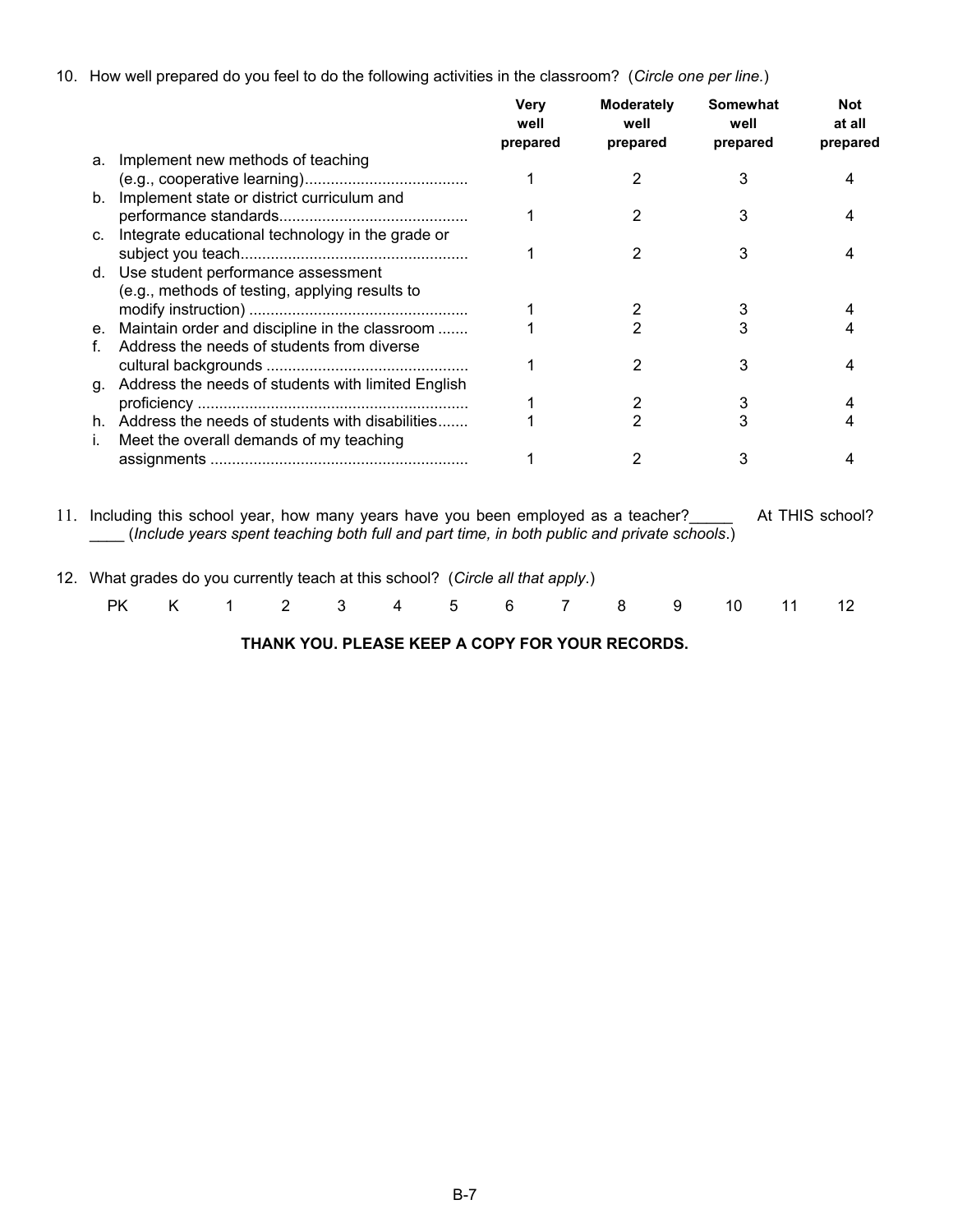10. How well prepared do you feel to do the following activities in the classroom? (*Circle one per line.*)

| | Very well prepared | Moderately well prepared | Somewhat well prepared | Not at all prepared |
|---|---|---|---|---|
| a. Implement new methods of teaching (e.g., cooperative learning)...................................... | 1 | 2 | 3 | 4 |
| b. Implement state or district curriculum and performance standards............................................ | 1 | 2 | 3 | 4 |
| c. Integrate educational technology in the grade or subject you teach..................................................... | 1 | 2 | 3 | 4 |
| d. Use student performance assessment (e.g., methods of testing, applying results to modify instruction) .................................................. | 1 | 2 | 3 | 4 |
| e. Maintain order and discipline in the classroom ....... | 1 | 2 | 3 | 4 |
| f. Address the needs of students from diverse cultural backgrounds .............................................. | 1 | 2 | 3 | 4 |
| g. Address the needs of students with limited English proficiency .............................................................. | 1 | 2 | 3 | 4 |
| h. Address the needs of students with disabilities....... | 1 | 2 | 3 | 4 |
| i. Meet the overall demands of my teaching assignments ........................................................... | 1 | 2 | 3 | 4 |

11. Including this school year, how many years have you been employed as a teacher?_____ At THIS school? ____ (*Include years spent teaching both full and part time, in both public and private schools*.)

12. What grades do you currently teach at this school? (*Circle all that apply*.)

PK K 1 2 3 4 5 6 7 8 9 10 11 12

**THANK YOU. PLEASE KEEP A COPY FOR YOUR RECORDS.**